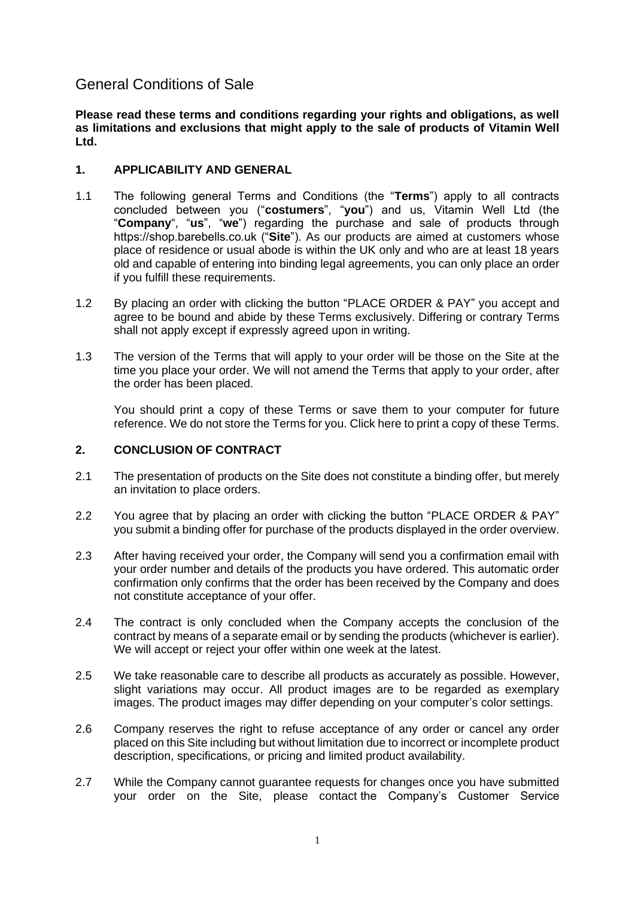# General Conditions of Sale

**Please read these terms and conditions regarding your rights and obligations, as well as limitations and exclusions that might apply to the sale of products of Vitamin Well Ltd.**

## 1. APPLICABILITY AND GENERAL

1.1 The following general Terms and Conditions (the "**Terms**") apply to all contracts concluded between you ("**costumers**", "**you**") and us, Vitamin Well Ltd (the "**Company**", "**us**", "**we**") regarding the purchase and sale of products through https://shop.barebells.co.uk ("**Site**"). As our products are aimed at customers whose place of residence or usual abode is within the UK only and who are at least 18 years old and capable of entering into binding legal agreements, you can only place an order if you fulfill these requirements.

1.2 By placing an order with clicking the button "PLACE ORDER & PAY" you accept and agree to be bound and abide by these Terms exclusively. Differing or contrary Terms shall not apply except if expressly agreed upon in writing.

1.3 The version of the Terms that will apply to your order will be those on the Site at the time you place your order. We will not amend the Terms that apply to your order, after the order has been placed.

You should print a copy of these Terms or save them to your computer for future reference. We do not store the Terms for you. Click here to print a copy of these Terms.

## 2. CONCLUSION OF CONTRACT

2.1 The presentation of products on the Site does not constitute a binding offer, but merely an invitation to place orders.

2.2 You agree that by placing an order with clicking the button "PLACE ORDER & PAY" you submit a binding offer for purchase of the products displayed in the order overview.

2.3 After having received your order, the Company will send you a confirmation email with your order number and details of the products you have ordered. This automatic order confirmation only confirms that the order has been received by the Company and does not constitute acceptance of your offer.

2.4 The contract is only concluded when the Company accepts the conclusion of the contract by means of a separate email or by sending the products (whichever is earlier). We will accept or reject your offer within one week at the latest.

2.5 We take reasonable care to describe all products as accurately as possible. However, slight variations may occur. All product images are to be regarded as exemplary images. The product images may differ depending on your computer's color settings.

2.6 Company reserves the right to refuse acceptance of any order or cancel any order placed on this Site including but without limitation due to incorrect or incomplete product description, specifications, or pricing and limited product availability.

2.7 While the Company cannot guarantee requests for changes once you have submitted your order on the Site, please contact the Company's Customer Service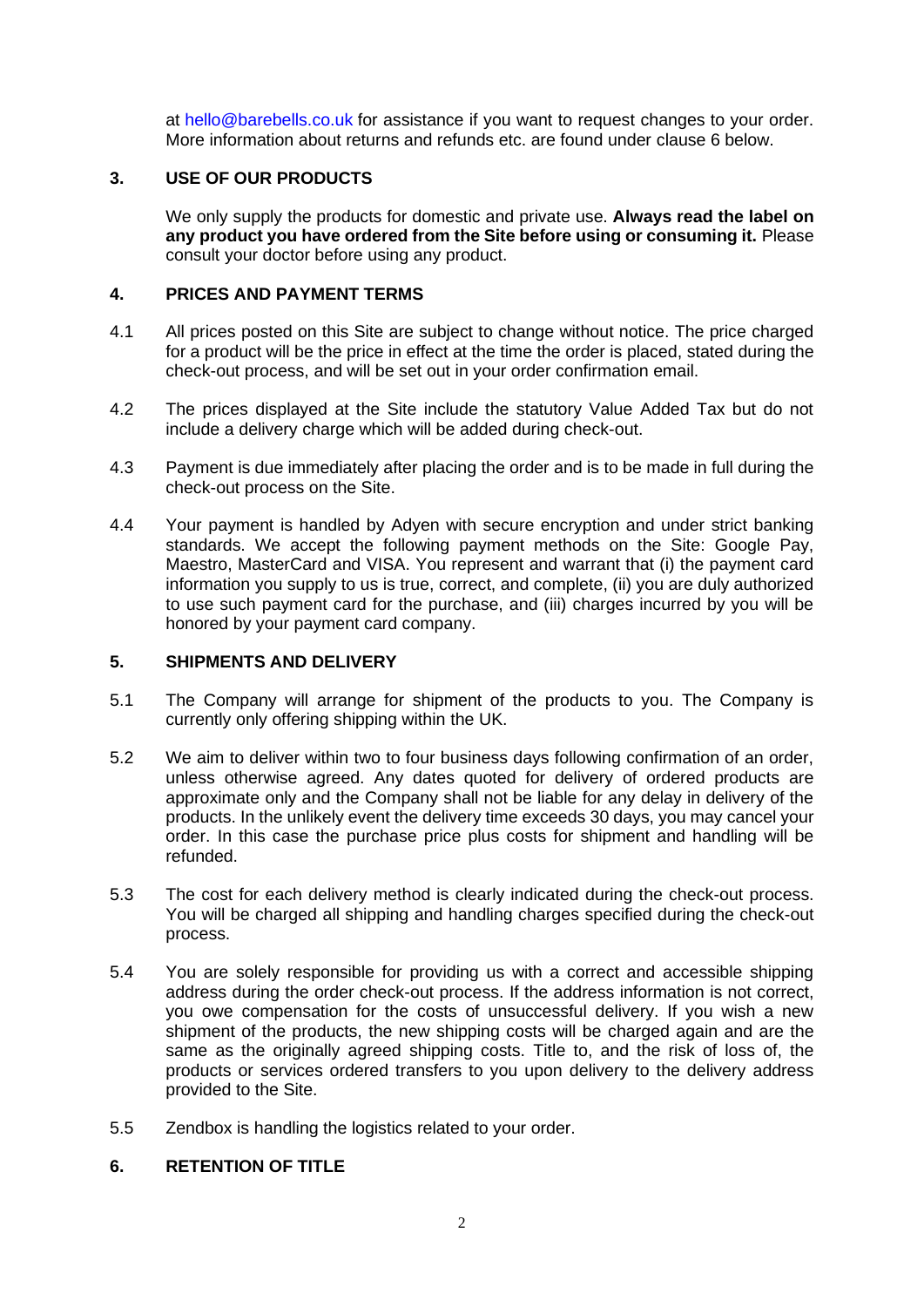at hello@barebells.co.uk for assistance if you want to request changes to your order. More information about returns and refunds etc. are found under clause 6 below.

## 3. USE OF OUR PRODUCTS

We only supply the products for domestic and private use. **Always read the label on any product you have ordered from the Site before using or consuming it.** Please consult your doctor before using any product.

## 4. PRICES AND PAYMENT TERMS

4.1 All prices posted on this Site are subject to change without notice. The price charged for a product will be the price in effect at the time the order is placed, stated during the check-out process, and will be set out in your order confirmation email.

4.2 The prices displayed at the Site include the statutory Value Added Tax but do not include a delivery charge which will be added during check-out.

4.3 Payment is due immediately after placing the order and is to be made in full during the check-out process on the Site.

4.4 Your payment is handled by Adyen with secure encryption and under strict banking standards. We accept the following payment methods on the Site: Google Pay, Maestro, MasterCard and VISA. You represent and warrant that (i) the payment card information you supply to us is true, correct, and complete, (ii) you are duly authorized to use such payment card for the purchase, and (iii) charges incurred by you will be honored by your payment card company.

## 5. SHIPMENTS AND DELIVERY

5.1 The Company will arrange for shipment of the products to you. The Company is currently only offering shipping within the UK.

5.2 We aim to deliver within two to four business days following confirmation of an order, unless otherwise agreed. Any dates quoted for delivery of ordered products are approximate only and the Company shall not be liable for any delay in delivery of the products. In the unlikely event the delivery time exceeds 30 days, you may cancel your order. In this case the purchase price plus costs for shipment and handling will be refunded.

5.3 The cost for each delivery method is clearly indicated during the check-out process. You will be charged all shipping and handling charges specified during the check-out process.

5.4 You are solely responsible for providing us with a correct and accessible shipping address during the order check-out process. If the address information is not correct, you owe compensation for the costs of unsuccessful delivery. If you wish a new shipment of the products, the new shipping costs will be charged again and are the same as the originally agreed shipping costs. Title to, and the risk of loss of, the products or services ordered transfers to you upon delivery to the delivery address provided to the Site.

5.5 Zendbox is handling the logistics related to your order.

## 6. RETENTION OF TITLE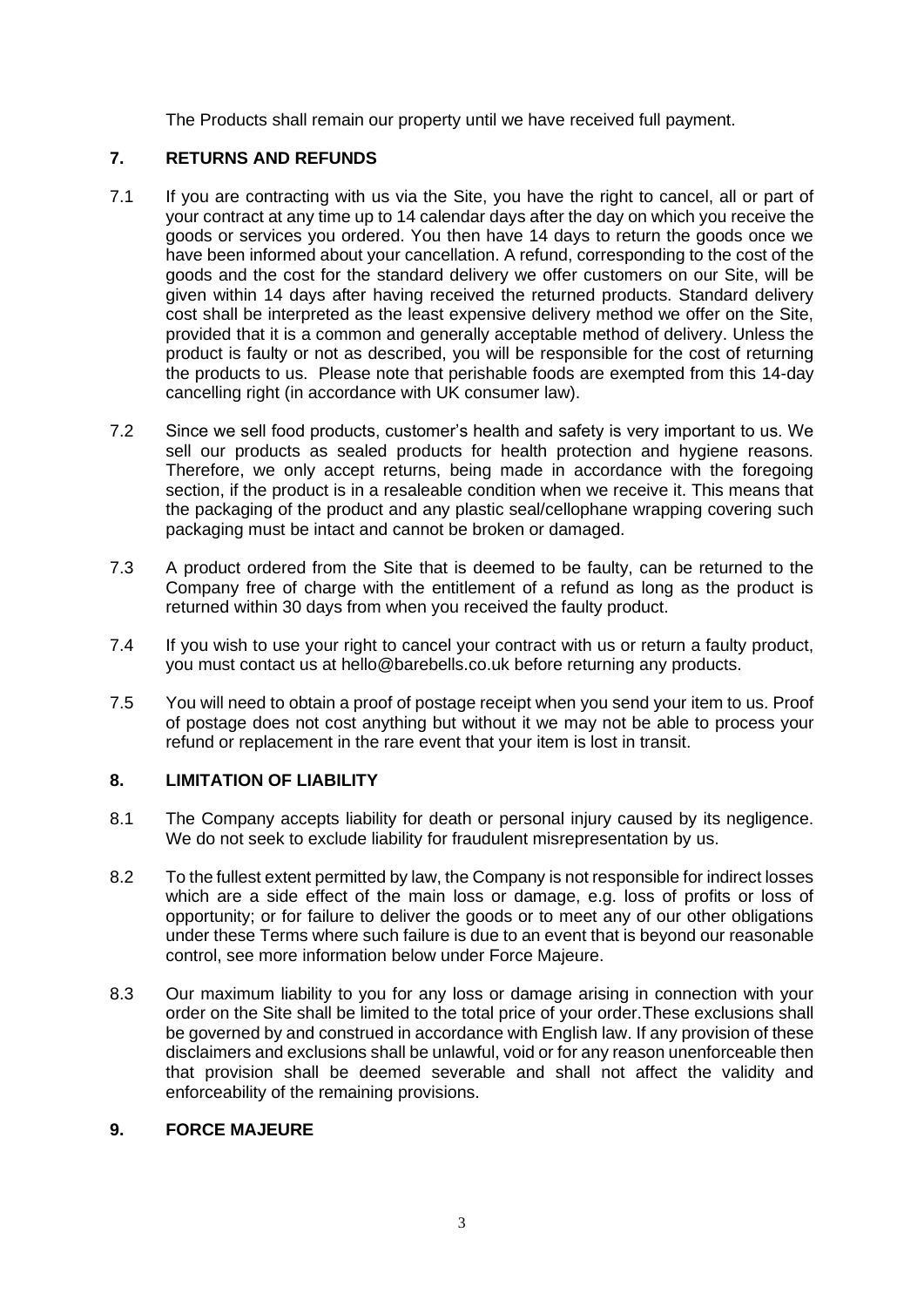The Products shall remain our property until we have received full payment.

## 7. RETURNS AND REFUNDS

7.1 If you are contracting with us via the Site, you have the right to cancel, all or part of your contract at any time up to 14 calendar days after the day on which you receive the goods or services you ordered. You then have 14 days to return the goods once we have been informed about your cancellation. A refund, corresponding to the cost of the goods and the cost for the standard delivery we offer customers on our Site, will be given within 14 days after having received the returned products. Standard delivery cost shall be interpreted as the least expensive delivery method we offer on the Site, provided that it is a common and generally acceptable method of delivery. Unless the product is faulty or not as described, you will be responsible for the cost of returning the products to us. Please note that perishable foods are exempted from this 14-day cancelling right (in accordance with UK consumer law).

7.2 Since we sell food products, customer's health and safety is very important to us. We sell our products as sealed products for health protection and hygiene reasons. Therefore, we only accept returns, being made in accordance with the foregoing section, if the product is in a resaleable condition when we receive it. This means that the packaging of the product and any plastic seal/cellophane wrapping covering such packaging must be intact and cannot be broken or damaged.

7.3 A product ordered from the Site that is deemed to be faulty, can be returned to the Company free of charge with the entitlement of a refund as long as the product is returned within 30 days from when you received the faulty product.

7.4 If you wish to use your right to cancel your contract with us or return a faulty product, you must contact us at hello@barebells.co.uk before returning any products.

7.5 You will need to obtain a proof of postage receipt when you send your item to us. Proof of postage does not cost anything but without it we may not be able to process your refund or replacement in the rare event that your item is lost in transit.

## 8. LIMITATION OF LIABILITY

8.1 The Company accepts liability for death or personal injury caused by its negligence. We do not seek to exclude liability for fraudulent misrepresentation by us.

8.2 To the fullest extent permitted by law, the Company is not responsible for indirect losses which are a side effect of the main loss or damage, e.g. loss of profits or loss of opportunity; or for failure to deliver the goods or to meet any of our other obligations under these Terms where such failure is due to an event that is beyond our reasonable control, see more information below under Force Majeure.

8.3 Our maximum liability to you for any loss or damage arising in connection with your order on the Site shall be limited to the total price of your order.These exclusions shall be governed by and construed in accordance with English law. If any provision of these disclaimers and exclusions shall be unlawful, void or for any reason unenforceable then that provision shall be deemed severable and shall not affect the validity and enforceability of the remaining provisions.

## 9. FORCE MAJEURE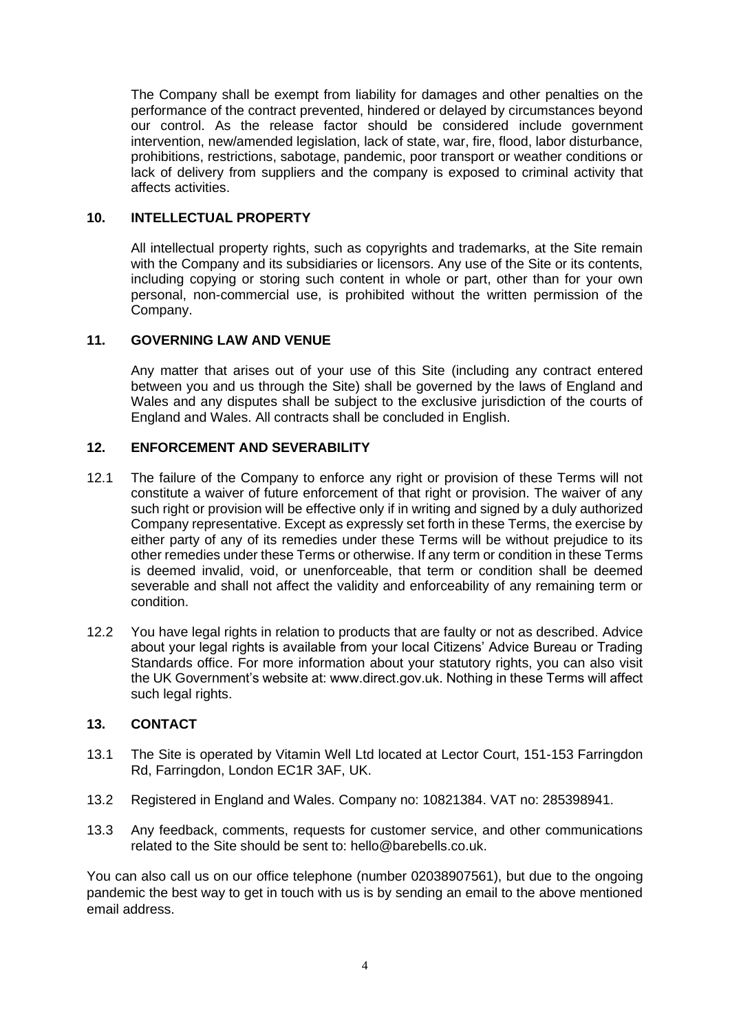The Company shall be exempt from liability for damages and other penalties on the performance of the contract prevented, hindered or delayed by circumstances beyond our control. As the release factor should be considered include government intervention, new/amended legislation, lack of state, war, fire, flood, labor disturbance, prohibitions, restrictions, sabotage, pandemic, poor transport or weather conditions or lack of delivery from suppliers and the company is exposed to criminal activity that affects activities.

## 10. INTELLECTUAL PROPERTY

All intellectual property rights, such as copyrights and trademarks, at the Site remain with the Company and its subsidiaries or licensors. Any use of the Site or its contents, including copying or storing such content in whole or part, other than for your own personal, non-commercial use, is prohibited without the written permission of the Company.

## 11. GOVERNING LAW AND VENUE

Any matter that arises out of your use of this Site (including any contract entered between you and us through the Site) shall be governed by the laws of England and Wales and any disputes shall be subject to the exclusive jurisdiction of the courts of England and Wales. All contracts shall be concluded in English.

## 12. ENFORCEMENT AND SEVERABILITY

12.1 The failure of the Company to enforce any right or provision of these Terms will not constitute a waiver of future enforcement of that right or provision. The waiver of any such right or provision will be effective only if in writing and signed by a duly authorized Company representative. Except as expressly set forth in these Terms, the exercise by either party of any of its remedies under these Terms will be without prejudice to its other remedies under these Terms or otherwise. If any term or condition in these Terms is deemed invalid, void, or unenforceable, that term or condition shall be deemed severable and shall not affect the validity and enforceability of any remaining term or condition.

12.2 You have legal rights in relation to products that are faulty or not as described. Advice about your legal rights is available from your local Citizens' Advice Bureau or Trading Standards office. For more information about your statutory rights, you can also visit the UK Government's website at: www.direct.gov.uk. Nothing in these Terms will affect such legal rights.

## 13. CONTACT

13.1 The Site is operated by Vitamin Well Ltd located at Lector Court, 151-153 Farringdon Rd, Farringdon, London EC1R 3AF, UK.

13.2 Registered in England and Wales. Company no: 10821384. VAT no: 285398941.

13.3 Any feedback, comments, requests for customer service, and other communications related to the Site should be sent to: hello@barebells.co.uk.

You can also call us on our office telephone (number 02038907561), but due to the ongoing pandemic the best way to get in touch with us is by sending an email to the above mentioned email address.